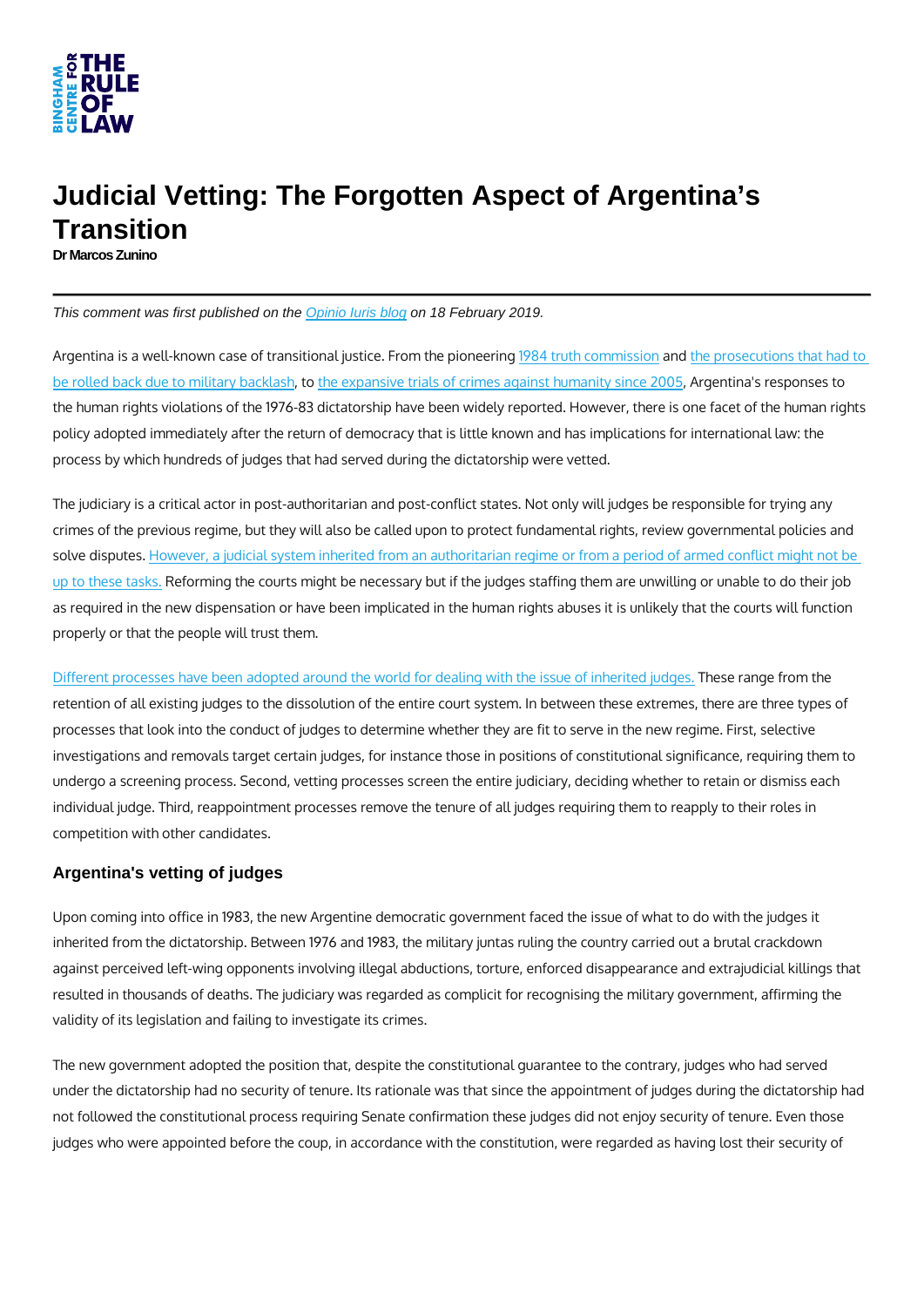# Judicial Vetting: The Forgotten Aspect of Argentina's Transition

Dr Marcos Zunino

*This comment was first published on the Opinio Iuris blog on 18 February 2019.*

Argentina is a well-known case of transitional justice. From the pioneering 1984 truth commission and the prosecutions that had to be rolled back due to military backlash, to the expansive trials of crimes against humanity since 2005, Argentina's responses to the human rights violations of the 1976-83 dictatorship have been widely reported. However, there is one facet of the human rights policy adopted immediately after the return of democracy that is little known and has implications for international law: the process by which hundreds of judges that had served during the dictatorship were vetted.

The judiciary is a critical actor in post-authoritarian and post-conflict states. Not only will judges be responsible for trying any crimes of the previous regime, but they will also be called upon to protect fundamental rights, review governmental policies and solve disputes. However, a judicial system inherited from an authoritarian regime or from a period of armed conflict might not be up to these tasks. Reforming the courts might be necessary but if the judges staffing them are unwilling or unable to do their job as required in the new dispensation or have been implicated in the human rights abuses it is unlikely that the courts will function properly or that the people will trust them.

Different processes have been adopted around the world for dealing with the issue of inherited judges. These range from the retention of all existing judges to the dissolution of the entire court system. In between these extremes, there are three types of processes that look into the conduct of judges to determine whether they are fit to serve in the new regime. First, selective investigations and removals target certain judges, for instance those in positions of constitutional significance, requiring them to undergo a screening process. Second, vetting processes screen the entire judiciary, deciding whether to retain or dismiss each individual judge. Third, reappointment processes remove the tenure of all judges requiring them to reapply to their roles in competition with other candidates.

## Argentina's vetting of judges

Upon coming into office in 1983, the new Argentine democratic government faced the issue of what to do with the judges it inherited from the dictatorship. Between 1976 and 1983, the military juntas ruling the country carried out a brutal crackdown against perceived left-wing opponents involving illegal abductions, torture, enforced disappearance and extrajudicial killings that resulted in thousands of deaths. The judiciary was regarded as complicit for recognising the military government, affirming the validity of its legislation and failing to investigate its crimes.

The new government adopted the position that, despite the constitutional guarantee to the contrary, judges who had served under the dictatorship had no security of tenure. Its rationale was that since the appointment of judges during the dictatorship had not followed the constitutional process requiring Senate confirmation these judges did not enjoy security of tenure. Even those judges who were appointed before the coup, in accordance with the constitution, were regarded as having lost their security of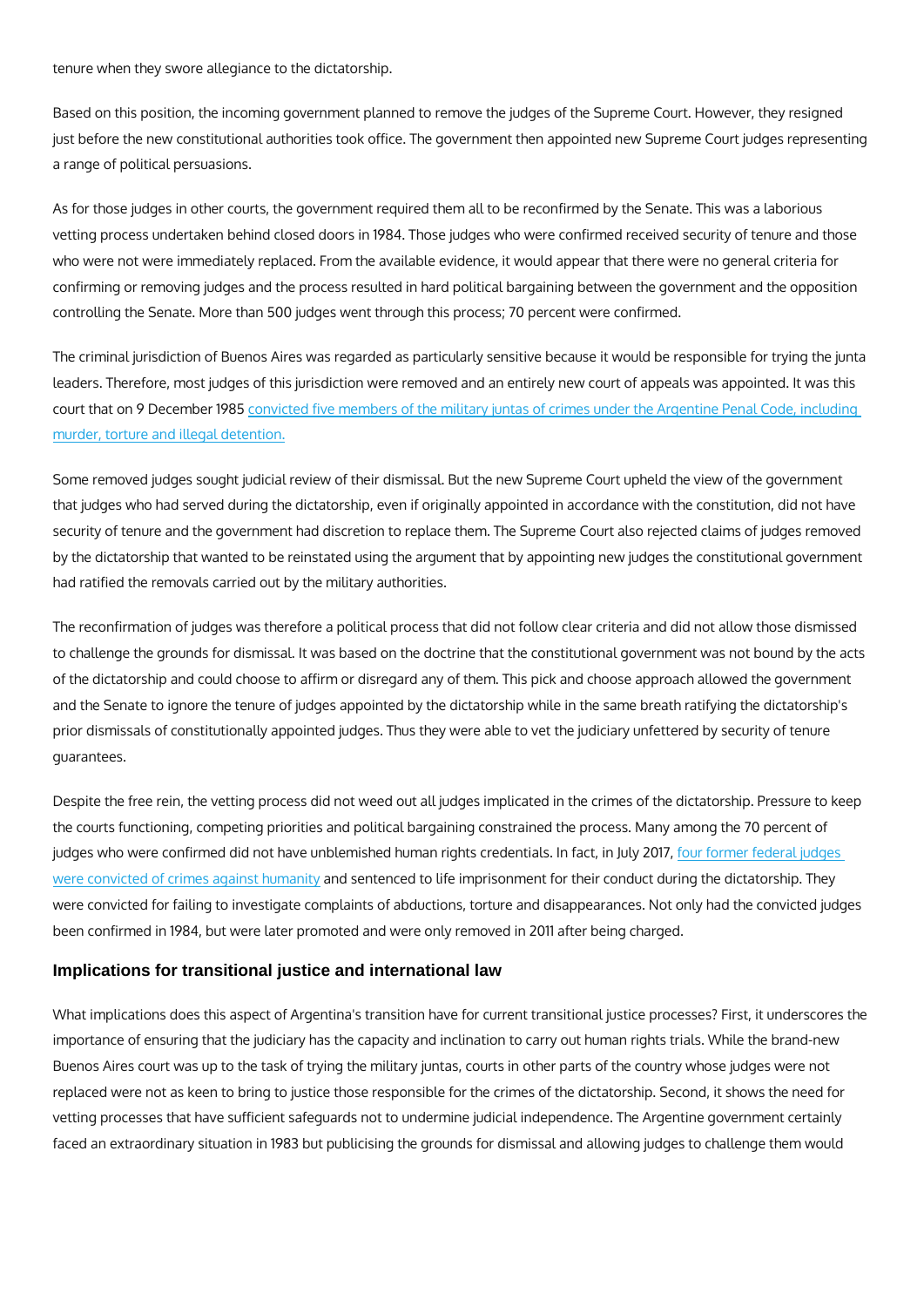tenure when they swore allegiance to the dictatorship.

Based on this position, the incoming government planned to remove the judges of the Supreme Court. However, they resigned just before the new constitutional authorities took office. The government then appointed new Supreme Court judges representing a range of political persuasions.

As for those judges in other courts, the government required them all to be reconfirmed by the Senate. This was a laborious vetting process undertaken behind closed doors in 1984. Those judges who were confirmed received security of tenure and those who were not were immediately replaced. From the available evidence, it would appear that there were no general criteria for confirming or removing judges and the process resulted in hard political bargaining between the government and the opposition controlling the Senate. More than 500 judges went through this process; 70 percent were confirmed.

The criminal jurisdiction of Buenos Aires was regarded as particularly sensitive because it would be responsible for trying the junta leaders. Therefore, most judges of this jurisdiction were removed and an entirely new court of appeals was appointed. It was this court that on 9 December 1985 convicted five members of the military juntas of crimes under the Argentine Penal Code, including murder, torture and illegal detention.

Some removed judges sought judicial review of their dismissal. But the new Supreme Court upheld the view of the government that judges who had served during the dictatorship, even if originally appointed in accordance with the constitution, did not have security of tenure and the government had discretion to replace them. The Supreme Court also rejected claims of judges removed by the dictatorship that wanted to be reinstated using the argument that by appointing new judges the constitutional government had ratified the removals carried out by the military authorities.

The reconfirmation of judges was therefore a political process that did not follow clear criteria and did not allow those dismissed to challenge the grounds for dismissal. It was based on the doctrine that the constitutional government was not bound by the acts of the dictatorship and could choose to affirm or disregard any of them. This pick and choose approach allowed the government and the Senate to ignore the tenure of judges appointed by the dictatorship while in the same breath ratifying the dictatorship's prior dismissals of constitutionally appointed judges. Thus they were able to vet the judiciary unfettered by security of tenure guarantees.

Despite the free rein, the vetting process did not weed out all judges implicated in the crimes of the dictatorship. Pressure to keep the courts functioning, competing priorities and political bargaining constrained the process. Many among the 70 percent of judges who were confirmed did not have unblemished human rights credentials. In fact, in July 2017, four former federal judges were convicted of crimes against humanity and sentenced to life imprisonment for their conduct during the dictatorship. They were convicted for failing to investigate complaints of abductions, torture and disappearances. Not only had the convicted judges been confirmed in 1984, but were later promoted and were only removed in 2011 after being charged.

## Implications for transitional justice and international law

What implications does this aspect of Argentina's transition have for current transitional justice processes? First, it underscores the importance of ensuring that the judiciary has the capacity and inclination to carry out human rights trials. While the brand-new Buenos Aires court was up to the task of trying the military juntas, courts in other parts of the country whose judges were not replaced were not as keen to bring to justice those responsible for the crimes of the dictatorship. Second, it shows the need for vetting processes that have sufficient safeguards not to undermine judicial independence. The Argentine government certainly faced an extraordinary situation in 1983 but publicising the grounds for dismissal and allowing judges to challenge them would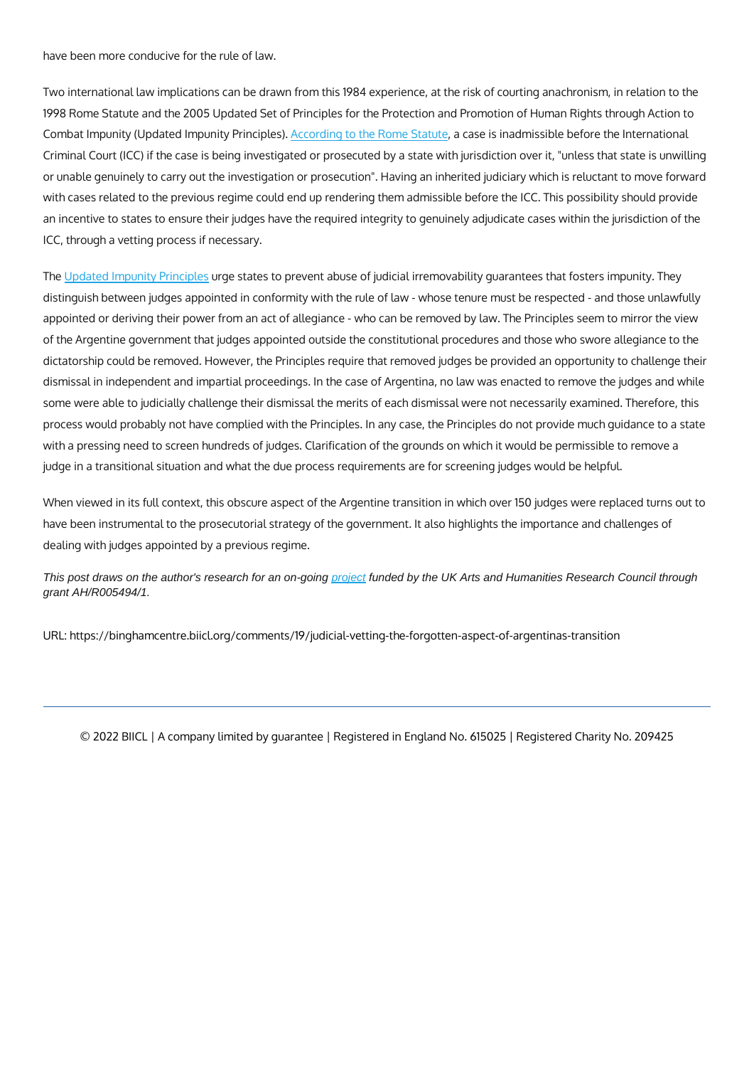have been more conducive for the rule of law.

Two international law implications can be drawn from this 1984 experience, at the risk of courting anachronism, in relation to the 1998 Rome Statute and the 2005 Updated Set of Principles for the Protection and Promotion of Human Rights through Action to Combat Impunity (Updated Impunity Principles). According to the Rome Statute, a case is inadmissible before the International Criminal Court (ICC) if the case is being investigated or prosecuted by a state with jurisdiction over it, "unless that state is unwilling or unable genuinely to carry out the investigation or prosecution". Having an inherited judiciary which is reluctant to move forward with cases related to the previous regime could end up rendering them admissible before the ICC. This possibility should provide an incentive to states to ensure their judges have the required integrity to genuinely adjudicate cases within the jurisdiction of the ICC, through a vetting process if necessary.

The Updated Impunity Principles urge states to prevent abuse of judicial irremovability guarantees that fosters impunity. They distinguish between judges appointed in conformity with the rule of law - whose tenure must be respected - and those unlawfully appointed or deriving their power from an act of allegiance - who can be removed by law. The Principles seem to mirror the view of the Argentine government that judges appointed outside the constitutional procedures and those who swore allegiance to the dictatorship could be removed. However, the Principles require that removed judges be provided an opportunity to challenge their dismissal in independent and impartial proceedings. In the case of Argentina, no law was enacted to remove the judges and while some were able to judicially challenge their dismissal the merits of each dismissal were not necessarily examined. Therefore, this process would probably not have complied with the Principles. In any case, the Principles do not provide much guidance to a state with a pressing need to screen hundreds of judges. Clarification of the grounds on which it would be permissible to remove a judge in a transitional situation and what the due process requirements are for screening judges would be helpful.

When viewed in its full context, this obscure aspect of the Argentine transition in which over 150 judges were replaced turns out to have been instrumental to the prosecutorial strategy of the government. It also highlights the importance and challenges of dealing with judges appointed by a previous regime.

*This post draws on the author's research for an on-going project funded by the UK Arts and Humanities Research Council through grant AH/R005494/1.*

URL: https://binghamcentre.biicl.org/comments/19/judicial-vetting-the-forgotten-aspect-of-argentinas-transition

© 2022 BIICL | A company limited by guarantee | Registered in England No. 615025 | Registered Charity No. 209425